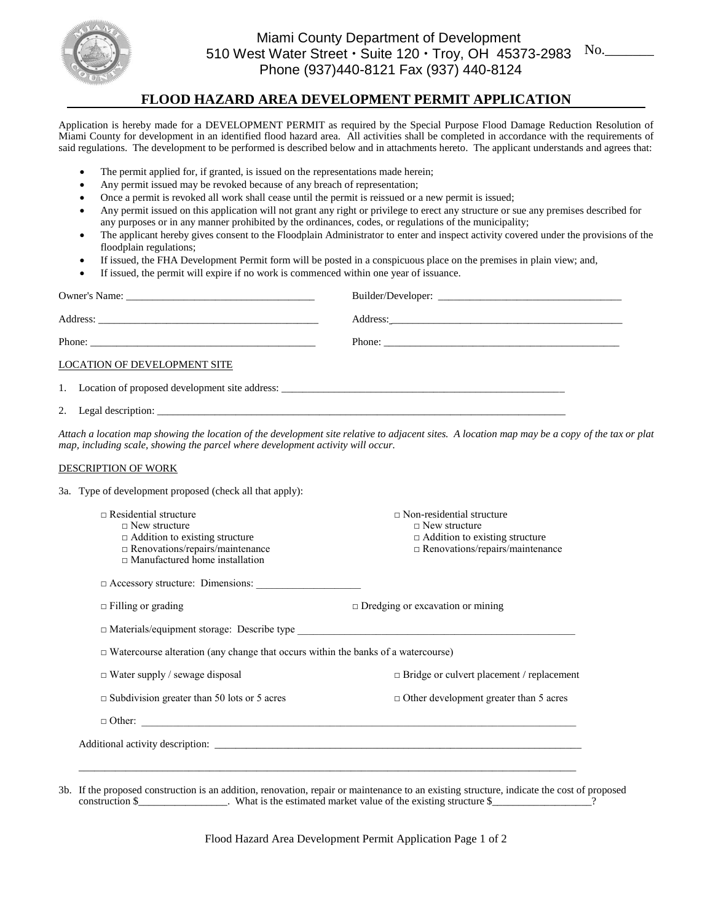Miami County Department of Development
510 West Water Street • Suite 120 • Troy, OH 45373-2983
Phone (937)440-8121 Fax (937) 440-8124

No.______

# FLOOD HAZARD AREA DEVELOPMENT PERMIT APPLICATION

Application is hereby made for a DEVELOPMENT PERMIT as required by the Special Purpose Flood Damage Reduction Resolution of Miami County for development in an identified flood hazard area. All activities shall be completed in accordance with the requirements of said regulations. The development to be performed is described below and in attachments hereto. The applicant understands and agrees that:

- The permit applied for, if granted, is issued on the representations made herein;
- Any permit issued may be revoked because of any breach of representation;
- Once a permit is revoked all work shall cease until the permit is reissued or a new permit is issued;
- Any permit issued on this application will not grant any right or privilege to erect any structure or sue any premises described for any purposes or in any manner prohibited by the ordinances, codes, or regulations of the municipality;
- The applicant hereby gives consent to the Floodplain Administrator to enter and inspect activity covered under the provisions of the floodplain regulations;
- If issued, the FHA Development Permit form will be posted in a conspicuous place on the premises in plain view; and,
- If issued, the permit will expire if no work is commenced within one year of issuance.

Owner's Name: ___________________________________ Builder/Developer: ___________________________________

Address: ___________________________________ Address: ___________________________________

Phone: ___________________________________ Phone: ___________________________________

LOCATION OF DEVELOPMENT SITE

1. Location of proposed development site address: ___________________________________

2. Legal description: ___________________________________

*Attach a location map showing the location of the development site relative to adjacent sites. A location map may be a copy of the tax or plat map, including scale, showing the parcel where development activity will occur.*

DESCRIPTION OF WORK

3a. Type of development proposed (check all that apply):

- □ Residential structure
  - □ New structure
  - □ Addition to existing structure
  - □ Renovations/repairs/maintenance
  - □ Manufactured home installation
- □ Non-residential structure
  - □ New structure
  - □ Addition to existing structure
  - □ Renovations/repairs/maintenance

□ Accessory structure: Dimensions: ____________________

□ Filling or grading □ Dredging or excavation or mining

□ Materials/equipment storage: Describe type ___________________________________

□ Watercourse alteration (any change that occurs within the banks of a watercourse)

□ Water supply / sewage disposal □ Bridge or culvert placement / replacement

□ Subdivision greater than 50 lots or 5 acres □ Other development greater than 5 acres

□ Other: ___________________________________

Additional activity description: ___________________________________

___________________________________

3b. If the proposed construction is an addition, renovation, repair or maintenance to an existing structure, indicate the cost of proposed construction $________________. What is the estimated market value of the existing structure $__________________?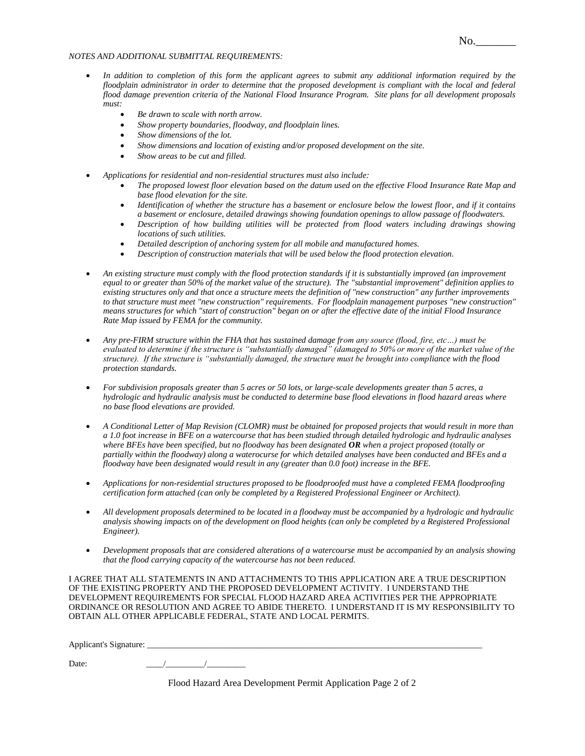No.\_\_\_\_\_\_\_

*NOTES AND ADDITIONAL SUBMITTAL REQUIREMENTS:*

- *In addition to completion of this form the applicant agrees to submit any additional information required by the floodplain administrator in order to determine that the proposed development is compliant with the local and federal flood damage prevention criteria of the National Flood Insurance Program. Site plans for all development proposals must:*
    - *Be drawn to scale with north arrow.*
    - *Show property boundaries, floodway, and floodplain lines.*
    - *Show dimensions of the lot.*
    - *Show dimensions and location of existing and/or proposed development on the site.*
    - *Show areas to be cut and filled.*

- *Applications for residential and non-residential structures must also include:*
    - *The proposed lowest floor elevation based on the datum used on the effective Flood Insurance Rate Map and base flood elevation for the site.*
    - *Identification of whether the structure has a basement or enclosure below the lowest floor, and if it contains a basement or enclosure, detailed drawings showing foundation openings to allow passage of floodwaters.*
    - *Description of how building utilities will be protected from flood waters including drawings showing locations of such utilities.*
    - *Detailed description of anchoring system for all mobile and manufactured homes.*
    - *Description of construction materials that will be used below the flood protection elevation.*

- *An existing structure must comply with the flood protection standards if it is substantially improved (an improvement equal to or greater than 50% of the market value of the structure). The "substantial improvement" definition applies to existing structures only and that once a structure meets the definition of "new construction" any further improvements to that structure must meet "new construction" requirements. For floodplain management purposes "new construction" means structures for which "start of construction" began on or after the effective date of the initial Flood Insurance Rate Map issued by FEMA for the community.*

- *Any pre-FIRM structure within the FHA that has sustained damage from any source (flood, fire, etc…) must be evaluated to determine if the structure is "substantially damaged" (damaged to 50% or more of the market value of the structure). If the structure is "substantially damaged, the structure must be brought into compliance with the flood protection standards.*

- *For subdivision proposals greater than 5 acres or 50 lots, or large-scale developments greater than 5 acres, a hydrologic and hydraulic analysis must be conducted to determine base flood elevations in flood hazard areas where no base flood elevations are provided.*

- *A Conditional Letter of Map Revision (CLOMR) must be obtained for proposed projects that would result in more than a 1.0 foot increase in BFE on a watercourse that has been studied through detailed hydrologic and hydraulic analyses where BFEs have been specified, but no floodway has been designated* ***OR*** *when a project proposed (totally or partially within the floodway) along a watercourse for which detailed analyses have been conducted and BFEs and a floodway have been designated would result in any (greater than 0.0 foot) increase in the BFE.*

- *Applications for non-residential structures proposed to be floodproofed must have a completed FEMA floodproofing certification form attached (can only be completed by a Registered Professional Engineer or Architect).*

- *All development proposals determined to be located in a floodway must be accompanied by a hydrologic and hydraulic analysis showing impacts on of the development on flood heights (can only be completed by a Registered Professional Engineer).*

- *Development proposals that are considered alterations of a watercourse must be accompanied by an analysis showing that the flood carrying capacity of the watercourse has not been reduced.*

I AGREE THAT ALL STATEMENTS IN AND ATTACHMENTS TO THIS APPLICATION ARE A TRUE DESCRIPTION OF THE EXISTING PROPERTY AND THE PROPOSED DEVELOPMENT ACTIVITY. I UNDERSTAND THE DEVELOPMENT REQUIREMENTS FOR SPECIAL FLOOD HAZARD AREA ACTIVITIES PER THE APPROPRIATE ORDINANCE OR RESOLUTION AND AGREE TO ABIDE THERETO. I UNDERSTAND IT IS MY RESPONSIBILITY TO OBTAIN ALL OTHER APPLICABLE FEDERAL, STATE AND LOCAL PERMITS.

Applicant's Signature: \_\_\_\_\_\_\_\_\_\_\_\_\_\_\_\_\_\_\_\_\_\_\_\_\_\_\_\_\_\_\_\_\_\_\_\_\_\_\_\_\_\_\_\_\_\_\_\_\_\_\_\_\_\_\_\_\_\_\_\_\_\_\_\_\_\_\_\_\_\_\_\_\_\_\_\_

Date: \_\_\_\_/\_\_\_\_\_\_\_\_\_/\_\_\_\_\_\_\_\_\_

Flood Hazard Area Development Permit Application Page 2 of 2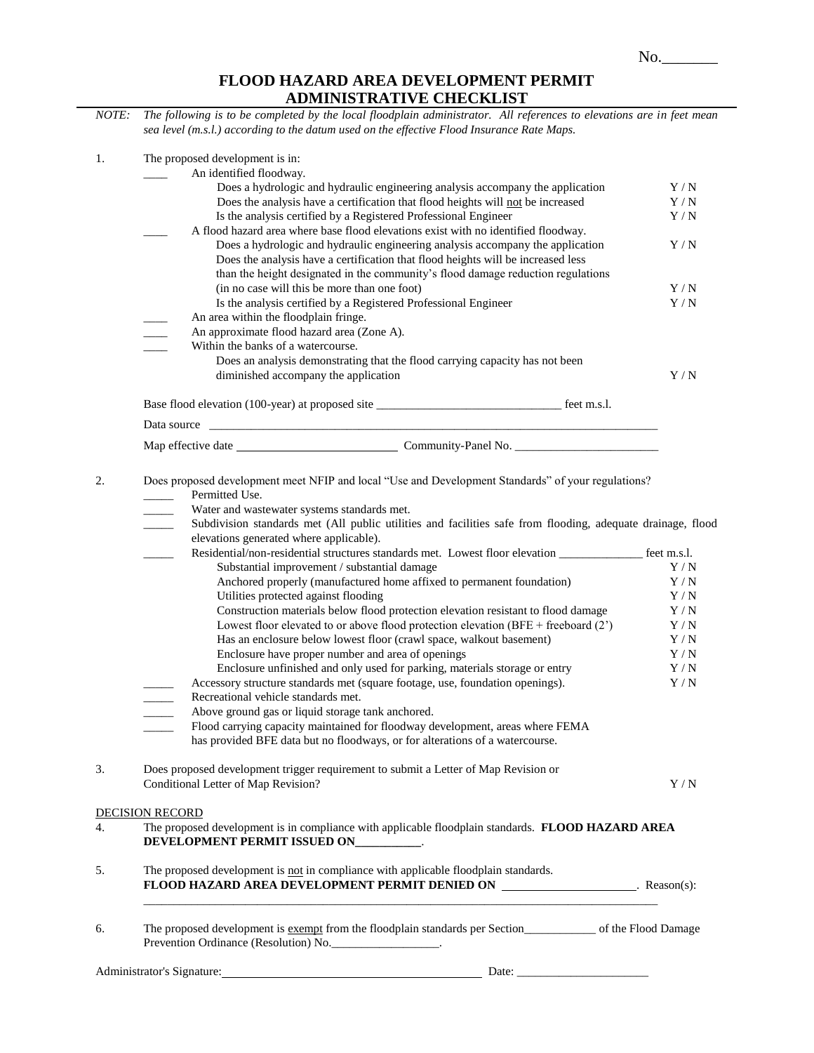No.\_\_\_\_\_\_\_

# FLOOD HAZARD AREA DEVELOPMENT PERMIT ADMINISTRATIVE CHECKLIST

*NOTE: The following is to be completed by the local floodplain administrator. All references to elevations are in feet mean sea level (m.s.l.) according to the datum used on the effective Flood Insurance Rate Maps.*

1. The proposed development is in:
   - \_\_\_\_ An identified floodway.
     - Does a hydrologic and hydraulic engineering analysis accompany the application Y / N
     - Does the analysis have a certification that flood heights will not be increased Y / N
     - Is the analysis certified by a Registered Professional Engineer Y / N
   - \_\_\_\_ A flood hazard area where base flood elevations exist with no identified floodway.
     - Does a hydrologic and hydraulic engineering analysis accompany the application Y / N
     - Does the analysis have a certification that flood heights will be increased less than the height designated in the community's flood damage reduction regulations (in no case will this be more than one foot) Y / N
     - Is the analysis certified by a Registered Professional Engineer Y / N
   - \_\_\_\_ An area within the floodplain fringe.
   - \_\_\_\_ An approximate flood hazard area (Zone A).
   - \_\_\_\_ Within the banks of a watercourse.
     - Does an analysis demonstrating that the flood carrying capacity has not been diminished accompany the application Y / N

   Base flood elevation (100-year) at proposed site \_\_\_\_\_\_\_\_\_\_\_\_\_\_\_\_\_\_\_\_\_\_\_\_\_\_\_\_\_\_ feet m.s.l.

   Data source \_\_\_\_\_\_\_\_\_\_\_\_\_\_\_\_\_\_\_\_\_\_\_\_\_\_\_\_\_\_\_\_\_\_\_\_\_\_\_\_\_\_\_\_\_\_\_\_\_\_\_\_\_\_\_\_\_\_\_\_\_\_\_\_\_\_\_\_\_\_\_\_

   Map effective date \_\_\_\_\_\_\_\_\_\_\_\_\_\_\_\_\_\_\_\_\_\_\_\_\_\_\_ Community-Panel No. \_\_\_\_\_\_\_\_\_\_\_\_\_\_\_\_\_\_\_\_\_\_\_\_

2. Does proposed development meet NFIP and local "Use and Development Standards" of your regulations?
   - \_\_\_\_\_ Permitted Use.
   - \_\_\_\_\_ Water and wastewater systems standards met.
   - \_\_\_\_\_ Subdivision standards met (All public utilities and facilities safe from flooding, adequate drainage, flood elevations generated where applicable).
   - \_\_\_\_\_ Residential/non-residential structures standards met. Lowest floor elevation \_\_\_\_\_\_\_\_\_\_\_\_\_\_ feet m.s.l.
     - Substantial improvement / substantial damage Y / N
     - Anchored properly (manufactured home affixed to permanent foundation) Y / N
     - Utilities protected against flooding Y / N
     - Construction materials below flood protection elevation resistant to flood damage Y / N
     - Lowest floor elevated to or above flood protection elevation (BFE + freeboard (2')) Y / N
     - Has an enclosure below lowest floor (crawl space, walkout basement) Y / N
     - Enclosure have proper number and area of openings Y / N
     - Enclosure unfinished and only used for parking, materials storage or entry Y / N
   - \_\_\_\_\_ Accessory structure standards met (square footage, use, foundation openings). Y / N
   - \_\_\_\_\_ Recreational vehicle standards met.
   - \_\_\_\_\_ Above ground gas or liquid storage tank anchored.
   - \_\_\_\_\_ Flood carrying capacity maintained for floodway development, areas where FEMA has provided BFE data but no floodways, or for alterations of a watercourse.

3. Does proposed development trigger requirement to submit a Letter of Map Revision or Conditional Letter of Map Revision? Y / N

DECISION RECORD

4. The proposed development is in compliance with applicable floodplain standards. **FLOOD HAZARD AREA DEVELOPMENT PERMIT ISSUED ON\_\_\_\_\_\_\_\_\_\_\_**.

5. The proposed development is not in compliance with applicable floodplain standards. **FLOOD HAZARD AREA DEVELOPMENT PERMIT DENIED ON** \_\_\_\_\_\_\_\_\_\_\_\_\_\_\_\_\_\_\_\_\_\_. Reason(s): \_\_\_\_\_\_\_\_\_\_\_\_\_\_\_\_\_\_\_\_\_\_\_\_\_\_\_\_\_\_\_\_\_\_\_\_\_\_\_\_\_\_\_\_\_\_\_\_\_\_\_\_\_\_\_\_\_\_\_\_\_\_\_\_\_\_\_\_\_\_\_\_\_\_\_\_\_\_\_\_\_\_\_\_\_\_

6. The proposed development is exempt from the floodplain standards per Section\_\_\_\_\_\_\_\_\_\_\_\_ of the Flood Damage Prevention Ordinance (Resolution) No.\_\_\_\_\_\_\_\_\_\_\_\_\_\_\_\_\_\_.

Administrator's Signature:\_\_\_\_\_\_\_\_\_\_\_\_\_\_\_\_\_\_\_\_\_\_\_\_\_\_\_\_\_\_\_\_\_\_\_\_\_\_\_\_\_\_\_\_ Date: \_\_\_\_\_\_\_\_\_\_\_\_\_\_\_\_\_\_\_\_\_\_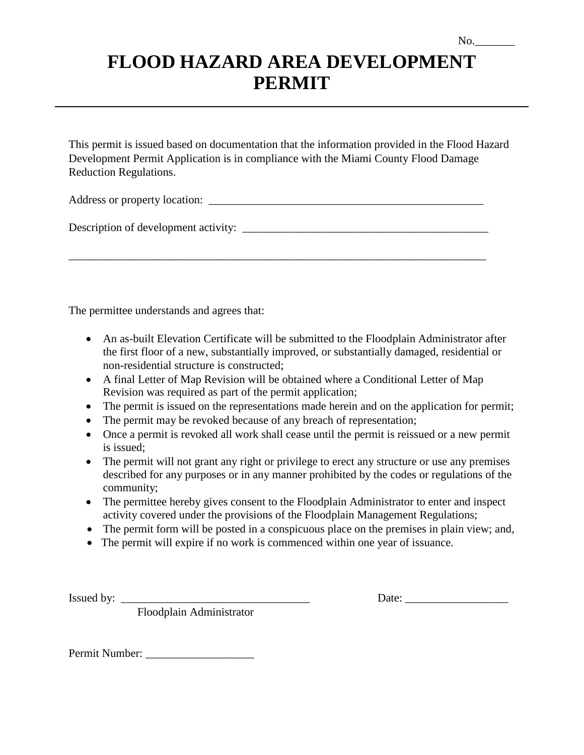No.\_\_\_\_\_\_\_

# FLOOD HAZARD AREA DEVELOPMENT PERMIT

---

This permit is issued based on documentation that the information provided in the Flood Hazard Development Permit Application is in compliance with the Miami County Flood Damage Reduction Regulations.

Address or property location: \_\_\_\_\_\_\_\_\_\_\_\_\_\_\_\_\_\_\_\_\_\_\_\_\_\_\_\_\_\_\_\_\_\_\_\_\_\_\_\_\_\_\_\_\_\_\_\_\_\_\_

Description of development activity: \_\_\_\_\_\_\_\_\_\_\_\_\_\_\_\_\_\_\_\_\_\_\_\_\_\_\_\_\_\_\_\_\_\_\_\_\_\_\_\_\_\_\_\_\_

\_\_\_\_\_\_\_\_\_\_\_\_\_\_\_\_\_\_\_\_\_\_\_\_\_\_\_\_\_\_\_\_\_\_\_\_\_\_\_\_\_\_\_\_\_\_\_\_\_\_\_\_\_\_\_\_\_\_\_\_\_\_\_\_\_\_\_\_\_\_\_\_\_\_\_

The permittee understands and agrees that:

- An as-built Elevation Certificate will be submitted to the Floodplain Administrator after the first floor of a new, substantially improved, or substantially damaged, residential or non-residential structure is constructed;
- A final Letter of Map Revision will be obtained where a Conditional Letter of Map Revision was required as part of the permit application;
- The permit is issued on the representations made herein and on the application for permit;
- The permit may be revoked because of any breach of representation;
- Once a permit is revoked all work shall cease until the permit is reissued or a new permit is issued;
- The permit will not grant any right or privilege to erect any structure or use any premises described for any purposes or in any manner prohibited by the codes or regulations of the community;
- The permittee hereby gives consent to the Floodplain Administrator to enter and inspect activity covered under the provisions of the Floodplain Management Regulations;
- The permit form will be posted in a conspicuous place on the premises in plain view; and,
- The permit will expire if no work is commenced within one year of issuance.

Issued by: \_\_\_\_\_\_\_\_\_\_\_\_\_\_\_\_\_\_\_\_\_\_\_\_\_\_\_\_\_\_\_\_\_ Date: \_\_\_\_\_\_\_\_\_\_\_\_\_\_\_\_\_\_

Floodplain Administrator

Permit Number: \_\_\_\_\_\_\_\_\_\_\_\_\_\_\_\_\_\_\_